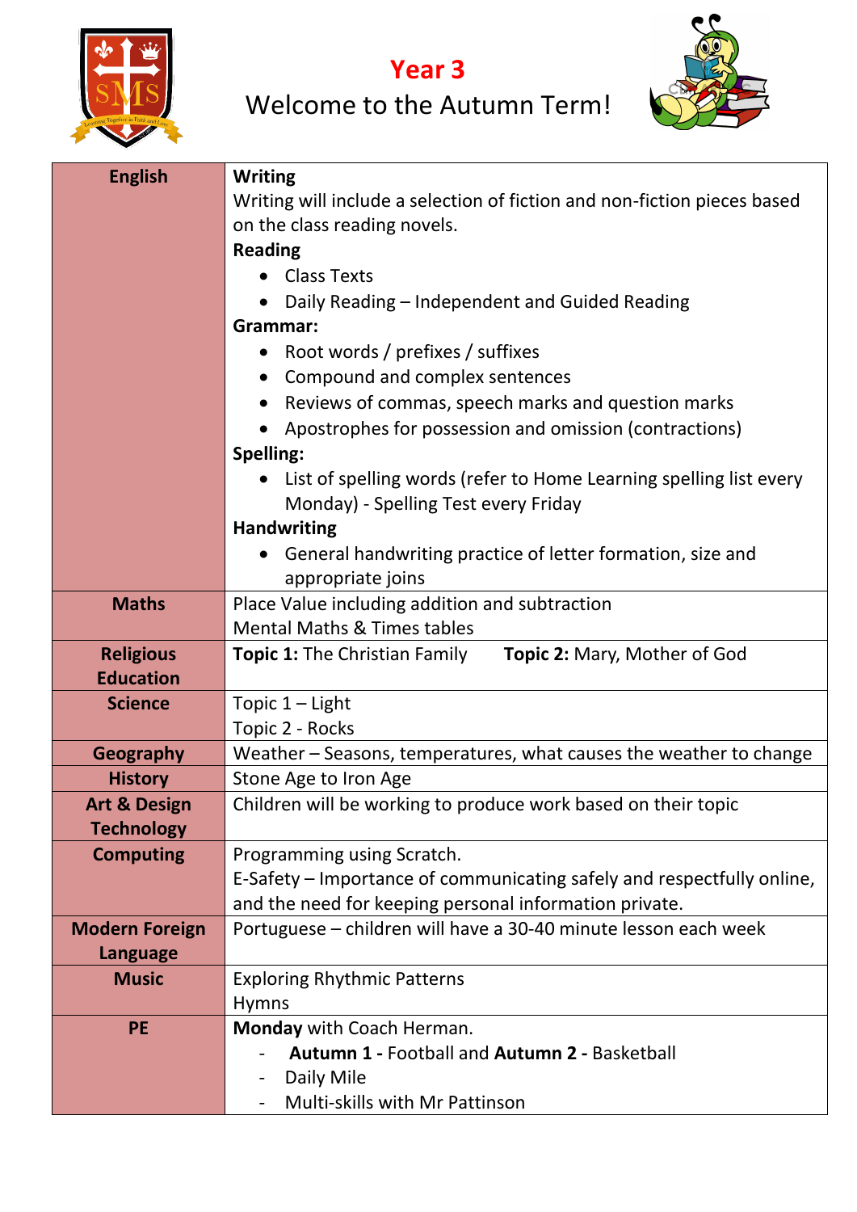# Year 3

## Welcome to the Autumn Term!

| | |
|---|---|
| **English** | **Writing**<br>Writing will include a selection of fiction and non-fiction pieces based on the class reading novels.<br>**Reading**<br>• Class Texts<br>• Daily Reading – Independent and Guided Reading<br>**Grammar:**<br>• Root words / prefixes / suffixes<br>• Compound and complex sentences<br>• Reviews of commas, speech marks and question marks<br>• Apostrophes for possession and omission (contractions)<br>**Spelling:**<br>• List of spelling words (refer to Home Learning spelling list every Monday) - Spelling Test every Friday<br>**Handwriting**<br>• General handwriting practice of letter formation, size and appropriate joins |
| **Maths** | Place Value including addition and subtraction<br>Mental Maths & Times tables |
| **Religious Education** | **Topic 1:** The Christian Family **Topic 2:** Mary, Mother of God |
| **Science** | Topic 1 – Light<br>Topic 2 - Rocks |
| **Geography** | Weather – Seasons, temperatures, what causes the weather to change |
| **History** | Stone Age to Iron Age |
| **Art & Design Technology** | Children will be working to produce work based on their topic |
| **Computing** | Programming using Scratch.<br>E-Safety – Importance of communicating safely and respectfully online, and the need for keeping personal information private. |
| **Modern Foreign Language** | Portuguese – children will have a 30-40 minute lesson each week |
| **Music** | Exploring Rhythmic Patterns<br>Hymns |
| **PE** | **Monday** with Coach Herman.<br>- **Autumn 1 -** Football and **Autumn 2 -** Basketball<br>- Daily Mile<br>- Multi-skills with Mr Pattinson |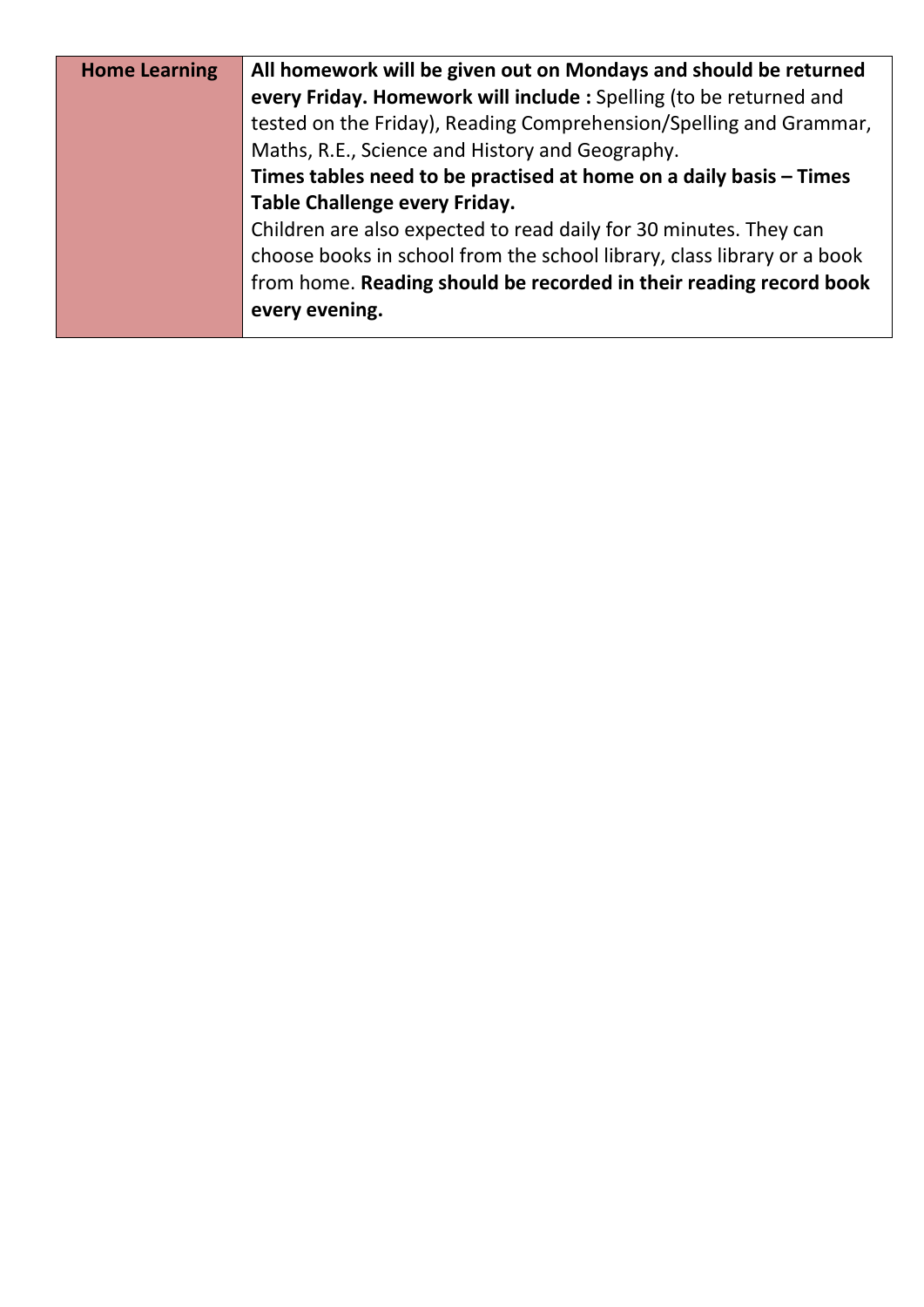| | |
|---|---|
| **Home Learning** | **All homework will be given out on Mondays and should be returned every Friday. Homework will include :** Spelling (to be returned and tested on the Friday), Reading Comprehension/Spelling and Grammar, Maths, R.E., Science and History and Geography.<br>**Times tables need to be practised at home on a daily basis – Times Table Challenge every Friday.**<br>Children are also expected to read daily for 30 minutes. They can choose books in school from the school library, class library or a book from home. **Reading should be recorded in their reading record book every evening.** |